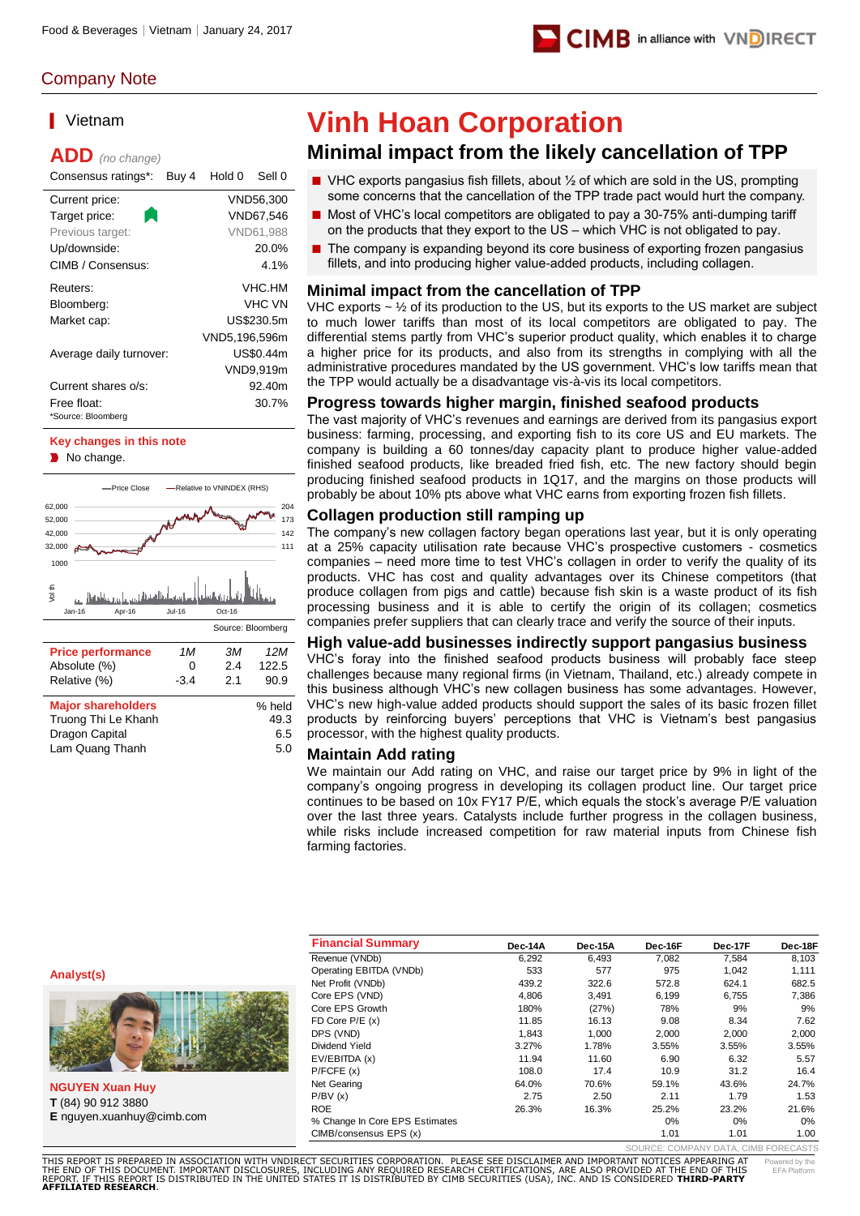Food & Beverages | Vietnam | January 24, 2017

Company Note

# Vinh Hoan Corporation

## Minimal impact from the likely cancellation of TPP

- VHC exports pangasius fish fillets, about ½ of which are sold in the US, prompting some concerns that the cancellation of the TPP trade pact would hurt the company.
- Most of VHC's local competitors are obligated to pay a 30-75% anti-dumping tariff on the products that they export to the US – which VHC is not obligated to pay.
- The company is expanding beyond its core business of exporting frozen pangasius fillets, and into producing higher value-added products, including collagen.

### Vietnam

**ADD** *(no change)*

| Consensus ratings*: | Buy 4 | Hold 0 | Sell 0 |
|---|---|---|---|

| | |
|---|---|
| Current price: | VND56,300 |
| Target price: | VND67,546 |
| Previous target: | VND61,988 |
| Up/downside: | 20.0% |
| CIMB / Consensus: | 4.1% |
| Reuters: | VHC.HM |
| Bloomberg: | VHC VN |
| Market cap: | US$230.5m |
| | VND5,196,596m |
| Average daily turnover: | US$0.44m |
| | VND9,919m |
| Current shares o/s: | 92.40m |
| Free float: | 30.7% |

*Source: Bloomberg

**Key changes in this note**

- No change.

Source: Bloomberg

| Price performance | 1M | 3M | 12M |
|---|---|---|---|
| Absolute (%) | 0 | 2.4 | 122.5 |
| Relative (%) | -3.4 | 2.1 | 90.9 |

| Major shareholders | % held |
|---|---|
| Truong Thi Le Khanh | 49.3 |
| Dragon Capital | 6.5 |
| Lam Quang Thanh | 5.0 |

### Minimal impact from the cancellation of TPP

VHC exports ~ ½ of its production to the US, but its exports to the US market are subject to much lower tariffs than most of its local competitors are obligated to pay. The differential stems partly from VHC's superior product quality, which enables it to charge a higher price for its products, and also from its strengths in complying with all the administrative procedures mandated by the US government. VHC's low tariffs mean that the TPP would actually be a disadvantage vis-à-vis its local competitors.

### Progress towards higher margin, finished seafood products

The vast majority of VHC's revenues and earnings are derived from its pangasius export business: farming, processing, and exporting fish to its core US and EU markets. The company is building a 60 tonnes/day capacity plant to produce higher value-added finished seafood products, like breaded fried fish, etc. The new factory should begin producing finished seafood products in 1Q17, and the margins on those products will probably be about 10% pts above what VHC earns from exporting frozen fish fillets.

### Collagen production still ramping up

The company's new collagen factory began operations last year, but it is only operating at a 25% capacity utilisation rate because VHC's prospective customers - cosmetics companies – need more time to test VHC's collagen in order to verify the quality of its products. VHC has cost and quality advantages over its Chinese competitors (that produce collagen from pigs and cattle) because fish skin is a waste product of its fish processing business and it is able to certify the origin of its collagen; cosmetics companies prefer suppliers that can clearly trace and verify the source of their inputs.

### High value-add businesses indirectly support pangasius business

VHC's foray into the finished seafood products business will probably face steep challenges because many regional firms (in Vietnam, Thailand, etc.) already compete in this business although VHC's new collagen business has some advantages. However, VHC's new high-value added products should support the sales of its basic frozen fillet products by reinforcing buyers' perceptions that VHC is Vietnam's best pangasius processor, with the highest quality products.

### Maintain Add rating

We maintain our Add rating on VHC, and raise our target price by 9% in light of the company's ongoing progress in developing its collagen product line. Our target price continues to be based on 10x FY17 P/E, which equals the stock's average P/E valuation over the last three years. Catalysts include further progress in the collagen business, while risks include increased competition for raw material inputs from Chinese fish farming factories.

**Analyst(s)**

**NGUYEN Xuan Huy**
**T** (84) 90 912 3880
**E** nguyen.xuanhuy@cimb.com

| Financial Summary | Dec-14A | Dec-15A | Dec-16F | Dec-17F | Dec-18F |
|---|---|---|---|---|---|
| Revenue (VNDb) | 6,292 | 6,493 | 7,082 | 7,584 | 8,103 |
| Operating EBITDA (VNDb) | 533 | 577 | 975 | 1,042 | 1,111 |
| Net Profit (VNDb) | 439.2 | 322.6 | 572.8 | 624.1 | 682.5 |
| Core EPS (VND) | 4,806 | 3,491 | 6,199 | 6,755 | 7,386 |
| Core EPS Growth | 180% | (27%) | 78% | 9% | 9% |
| FD Core P/E (x) | 11.85 | 16.13 | 9.08 | 8.34 | 7.62 |
| DPS (VND) | 1,843 | 1,000 | 2,000 | 2,000 | 2,000 |
| Dividend Yield | 3.27% | 1.78% | 3.55% | 3.55% | 3.55% |
| EV/EBITDA (x) | 11.94 | 11.60 | 6.90 | 6.32 | 5.57 |
| P/FCFE (x) | 108.0 | 17.4 | 10.9 | 31.2 | 16.4 |
| Net Gearing | 64.0% | 70.6% | 59.1% | 43.6% | 24.7% |
| P/BV (x) | 2.75 | 2.50 | 2.11 | 1.79 | 1.53 |
| ROE | 26.3% | 16.3% | 25.2% | 23.2% | 21.6% |
| % Change In Core EPS Estimates | | | 0% | 0% | 0% |
| CIMB/consensus EPS (x) | | | 1.01 | 1.01 | 1.00 |

SOURCE: COMPANY DATA, CIMB FORECASTS

THIS REPORT IS PREPARED IN ASSOCIATION WITH VNDIRECT SECURITIES CORPORATION. PLEASE SEE DISCLAIMER AND IMPORTANT NOTICES APPEARING AT THE END OF THIS DOCUMENT. IMPORTANT DISCLOSURES, INCLUDING ANY REQUIRED RESEARCH CERTIFICATIONS, ARE ALSO PROVIDED AT THE END OF THIS REPORT. IF THIS REPORT IS DISTRIBUTED IN THE UNITED STATES IT IS DISTRIBUTED BY CIMB SECURITIES (USA), INC. AND IS CONSIDERED **THIRD-PARTY AFFILIATED RESEARCH**.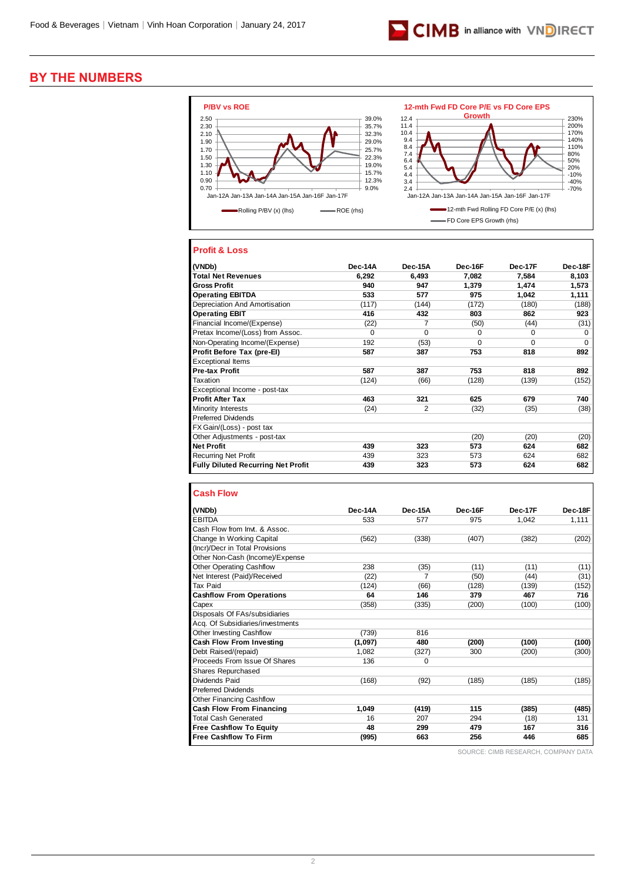# BY THE NUMBERS

**P/BV vs ROE**

Rolling P/BV (x) (lhs) — ROE (rhs)

**12-mth Fwd FD Core P/E vs FD Core EPS Growth**

12-mth Fwd Rolling FD Core P/E (x) (lhs) — FD Core EPS Growth (rhs)

## Profit & Loss

| (VNDb) | Dec-14A | Dec-15A | Dec-16F | Dec-17F | Dec-18F |
|---|---|---|---|---|---|
| **Total Net Revenues** | **6,292** | **6,493** | **7,082** | **7,584** | **8,103** |
| **Gross Profit** | **940** | **947** | **1,379** | **1,474** | **1,573** |
| **Operating EBITDA** | **533** | **577** | **975** | **1,042** | **1,111** |
| Depreciation And Amortisation | (117) | (144) | (172) | (180) | (188) |
| **Operating EBIT** | **416** | **432** | **803** | **862** | **923** |
| Financial Income/(Expense) | (22) | 7 | (50) | (44) | (31) |
| Pretax Income/(Loss) from Assoc. | 0 | 0 | 0 | 0 | 0 |
| Non-Operating Income/(Expense) | 192 | (53) | 0 | 0 | 0 |
| **Profit Before Tax (pre-EI)** | **587** | **387** | **753** | **818** | **892** |
| Exceptional Items | | | | | |
| **Pre-tax Profit** | **587** | **387** | **753** | **818** | **892** |
| Taxation | (124) | (66) | (128) | (139) | (152) |
| Exceptional Income - post-tax | | | | | |
| **Profit After Tax** | **463** | **321** | **625** | **679** | **740** |
| Minority Interests | (24) | 2 | (32) | (35) | (38) |
| Preferred Dividends | | | | | |
| FX Gain/(Loss) - post tax | | | | | |
| Other Adjustments - post-tax | | | (20) | (20) | (20) |
| **Net Profit** | **439** | **323** | **573** | **624** | **682** |
| Recurring Net Profit | 439 | 323 | 573 | 624 | 682 |
| **Fully Diluted Recurring Net Profit** | **439** | **323** | **573** | **624** | **682** |

## Cash Flow

| (VNDb) | Dec-14A | Dec-15A | Dec-16F | Dec-17F | Dec-18F |
|---|---|---|---|---|---|
| EBITDA | 533 | 577 | 975 | 1,042 | 1,111 |
| Cash Flow from Invt. & Assoc. | | | | | |
| Change In Working Capital | (562) | (338) | (407) | (382) | (202) |
| (Incr)/Decr in Total Provisions | | | | | |
| Other Non-Cash (Income)/Expense | | | | | |
| Other Operating Cashflow | 238 | (35) | (11) | (11) | (11) |
| Net Interest (Paid)/Received | (22) | 7 | (50) | (44) | (31) |
| Tax Paid | (124) | (66) | (128) | (139) | (152) |
| **Cashflow From Operations** | **64** | **146** | **379** | **467** | **716** |
| Capex | (358) | (335) | (200) | (100) | (100) |
| Disposals Of FAs/subsidiaries | | | | | |
| Acq. Of Subsidiaries/investments | | | | | |
| Other Investing Cashflow | (739) | 816 | | | |
| **Cash Flow From Investing** | **(1,097)** | **480** | **(200)** | **(100)** | **(100)** |
| Debt Raised/(repaid) | 1,082 | (327) | 300 | (200) | (300) |
| Proceeds From Issue Of Shares | 136 | 0 | | | |
| Shares Repurchased | | | | | |
| Dividends Paid | (168) | (92) | (185) | (185) | (185) |
| Preferred Dividends | | | | | |
| Other Financing Cashflow | | | | | |
| **Cash Flow From Financing** | **1,049** | **(419)** | **115** | **(385)** | **(485)** |
| Total Cash Generated | 16 | 207 | 294 | (18) | 131 |
| **Free Cashflow To Equity** | **48** | **299** | **479** | **167** | **316** |
| **Free Cashflow To Firm** | **(995)** | **663** | **256** | **446** | **685** |

SOURCE: CIMB RESEARCH, COMPANY DATA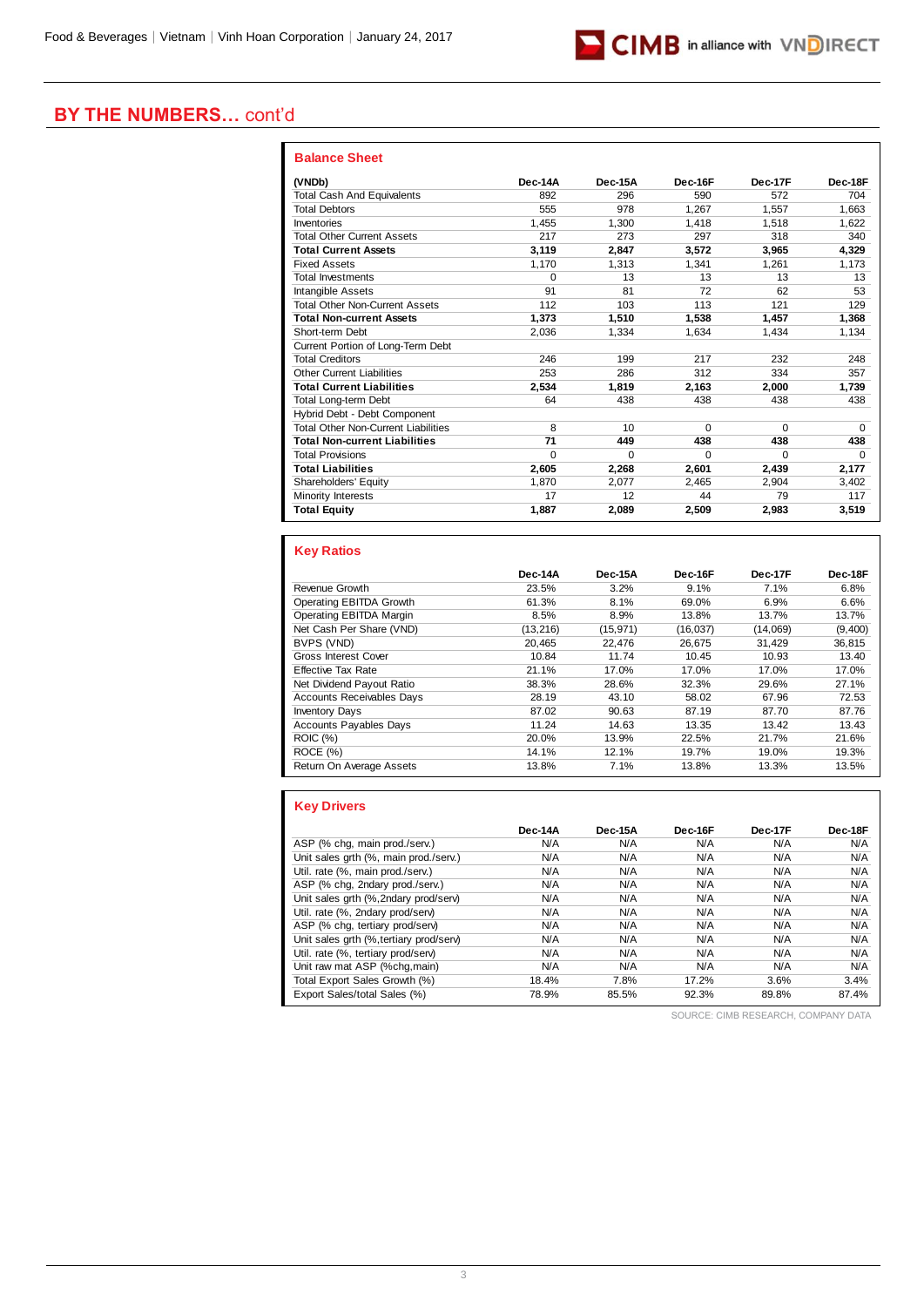## BY THE NUMBERS… cont'd

### Balance Sheet

| (VNDb) | Dec-14A | Dec-15A | Dec-16F | Dec-17F | Dec-18F |
|---|---|---|---|---|---|
| Total Cash And Equivalents | 892 | 296 | 590 | 572 | 704 |
| Total Debtors | 555 | 978 | 1,267 | 1,557 | 1,663 |
| Inventories | 1,455 | 1,300 | 1,418 | 1,518 | 1,622 |
| Total Other Current Assets | 217 | 273 | 297 | 318 | 340 |
| **Total Current Assets** | **3,119** | **2,847** | **3,572** | **3,965** | **4,329** |
| Fixed Assets | 1,170 | 1,313 | 1,341 | 1,261 | 1,173 |
| Total Investments | 0 | 13 | 13 | 13 | 13 |
| Intangible Assets | 91 | 81 | 72 | 62 | 53 |
| Total Other Non-Current Assets | 112 | 103 | 113 | 121 | 129 |
| **Total Non-current Assets** | **1,373** | **1,510** | **1,538** | **1,457** | **1,368** |
| Short-term Debt | 2,036 | 1,334 | 1,634 | 1,434 | 1,134 |
| Current Portion of Long-Term Debt | | | | | |
| Total Creditors | 246 | 199 | 217 | 232 | 248 |
| Other Current Liabilities | 253 | 286 | 312 | 334 | 357 |
| **Total Current Liabilities** | **2,534** | **1,819** | **2,163** | **2,000** | **1,739** |
| Total Long-term Debt | 64 | 438 | 438 | 438 | 438 |
| Hybrid Debt - Debt Component | | | | | |
| Total Other Non-Current Liabilities | 8 | 10 | 0 | 0 | 0 |
| **Total Non-current Liabilities** | **71** | **449** | **438** | **438** | **438** |
| Total Provisions | 0 | 0 | 0 | 0 | 0 |
| **Total Liabilities** | **2,605** | **2,268** | **2,601** | **2,439** | **2,177** |
| Shareholders' Equity | 1,870 | 2,077 | 2,465 | 2,904 | 3,402 |
| Minority Interests | 17 | 12 | 44 | 79 | 117 |
| **Total Equity** | **1,887** | **2,089** | **2,509** | **2,983** | **3,519** |

### Key Ratios

| | Dec-14A | Dec-15A | Dec-16F | Dec-17F | Dec-18F |
|---|---|---|---|---|---|
| Revenue Growth | 23.5% | 3.2% | 9.1% | 7.1% | 6.8% |
| Operating EBITDA Growth | 61.3% | 8.1% | 69.0% | 6.9% | 6.6% |
| Operating EBITDA Margin | 8.5% | 8.9% | 13.8% | 13.7% | 13.7% |
| Net Cash Per Share (VND) | (13,216) | (15,971) | (16,037) | (14,069) | (9,400) |
| BVPS (VND) | 20,465 | 22,476 | 26,675 | 31,429 | 36,815 |
| Gross Interest Cover | 10.84 | 11.74 | 10.45 | 10.93 | 13.40 |
| Effective Tax Rate | 21.1% | 17.0% | 17.0% | 17.0% | 17.0% |
| Net Dividend Payout Ratio | 38.3% | 28.6% | 32.3% | 29.6% | 27.1% |
| Accounts Receivables Days | 28.19 | 43.10 | 58.02 | 67.96 | 72.53 |
| Inventory Days | 87.02 | 90.63 | 87.19 | 87.70 | 87.76 |
| Accounts Payables Days | 11.24 | 14.63 | 13.35 | 13.42 | 13.43 |
| ROIC (%) | 20.0% | 13.9% | 22.5% | 21.7% | 21.6% |
| ROCE (%) | 14.1% | 12.1% | 19.7% | 19.0% | 19.3% |
| Return On Average Assets | 13.8% | 7.1% | 13.8% | 13.3% | 13.5% |

### Key Drivers

| | Dec-14A | Dec-15A | Dec-16F | Dec-17F | Dec-18F |
|---|---|---|---|---|---|
| ASP (% chg, main prod./serv.) | N/A | N/A | N/A | N/A | N/A |
| Unit sales grth (%, main prod./serv.) | N/A | N/A | N/A | N/A | N/A |
| Util. rate (%, main prod./serv.) | N/A | N/A | N/A | N/A | N/A |
| ASP (% chg, 2ndary prod./serv.) | N/A | N/A | N/A | N/A | N/A |
| Unit sales grth (%,2ndary prod/serv) | N/A | N/A | N/A | N/A | N/A |
| Util. rate (%, 2ndary prod/serv) | N/A | N/A | N/A | N/A | N/A |
| ASP (% chg, tertiary prod/serv) | N/A | N/A | N/A | N/A | N/A |
| Unit sales grth (%,tertiary prod/serv) | N/A | N/A | N/A | N/A | N/A |
| Util. rate (%, tertiary prod/serv) | N/A | N/A | N/A | N/A | N/A |
| Unit raw mat ASP (%chg,main) | N/A | N/A | N/A | N/A | N/A |
| Total Export Sales Growth (%) | 18.4% | 7.8% | 17.2% | 3.6% | 3.4% |
| Export Sales/total Sales (%) | 78.9% | 85.5% | 92.3% | 89.8% | 87.4% |

SOURCE: CIMB RESEARCH, COMPANY DATA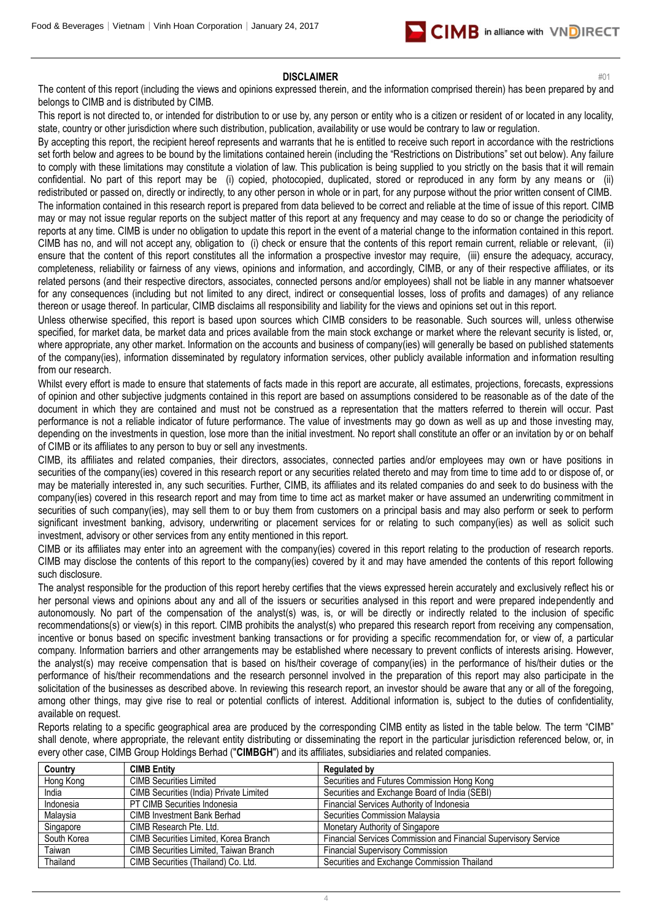## DISCLAIMER

#01

The content of this report (including the views and opinions expressed therein, and the information comprised therein) has been prepared by and belongs to CIMB and is distributed by CIMB.

This report is not directed to, or intended for distribution to or use by, any person or entity who is a citizen or resident of or located in any locality, state, country or other jurisdiction where such distribution, publication, availability or use would be contrary to law or regulation.

By accepting this report, the recipient hereof represents and warrants that he is entitled to receive such report in accordance with the restrictions set forth below and agrees to be bound by the limitations contained herein (including the "Restrictions on Distributions" set out below). Any failure to comply with these limitations may constitute a violation of law. This publication is being supplied to you strictly on the basis that it will remain confidential. No part of this report may be (i) copied, photocopied, duplicated, stored or reproduced in any form by any means or (ii) redistributed or passed on, directly or indirectly, to any other person in whole or in part, for any purpose without the prior written consent of CIMB.

The information contained in this research report is prepared from data believed to be correct and reliable at the time of issue of this report. CIMB may or may not issue regular reports on the subject matter of this report at any frequency and may cease to do so or change the periodicity of reports at any time. CIMB is under no obligation to update this report in the event of a material change to the information contained in this report. CIMB has no, and will not accept any, obligation to (i) check or ensure that the contents of this report remain current, reliable or relevant, (ii) ensure that the content of this report constitutes all the information a prospective investor may require, (iii) ensure the adequacy, accuracy, completeness, reliability or fairness of any views, opinions and information, and accordingly, CIMB, or any of their respective affiliates, or its related persons (and their respective directors, associates, connected persons and/or employees) shall not be liable in any manner whatsoever for any consequences (including but not limited to any direct, indirect or consequential losses, loss of profits and damages) of any reliance thereon or usage thereof. In particular, CIMB disclaims all responsibility and liability for the views and opinions set out in this report.

Unless otherwise specified, this report is based upon sources which CIMB considers to be reasonable. Such sources will, unless otherwise specified, for market data, be market data and prices available from the main stock exchange or market where the relevant security is listed, or, where appropriate, any other market. Information on the accounts and business of company(ies) will generally be based on published statements of the company(ies), information disseminated by regulatory information services, other publicly available information and information resulting from our research.

Whilst every effort is made to ensure that statements of facts made in this report are accurate, all estimates, projections, forecasts, expressions of opinion and other subjective judgments contained in this report are based on assumptions considered to be reasonable as of the date of the document in which they are contained and must not be construed as a representation that the matters referred to therein will occur. Past performance is not a reliable indicator of future performance. The value of investments may go down as well as up and those investing may, depending on the investments in question, lose more than the initial investment. No report shall constitute an offer or an invitation by or on behalf of CIMB or its affiliates to any person to buy or sell any investments.

CIMB, its affiliates and related companies, their directors, associates, connected parties and/or employees may own or have positions in securities of the company(ies) covered in this research report or any securities related thereto and may from time to time add to or dispose of, or may be materially interested in, any such securities. Further, CIMB, its affiliates and its related companies do and seek to do business with the company(ies) covered in this research report and may from time to time act as market maker or have assumed an underwriting commitment in securities of such company(ies), may sell them to or buy them from customers on a principal basis and may also perform or seek to perform significant investment banking, advisory, underwriting or placement services for or relating to such company(ies) as well as solicit such investment, advisory or other services from any entity mentioned in this report.

CIMB or its affiliates may enter into an agreement with the company(ies) covered in this report relating to the production of research reports. CIMB may disclose the contents of this report to the company(ies) covered by it and may have amended the contents of this report following such disclosure.

The analyst responsible for the production of this report hereby certifies that the views expressed herein accurately and exclusively reflect his or her personal views and opinions about any and all of the issuers or securities analysed in this report and were prepared independently and autonomously. No part of the compensation of the analyst(s) was, is, or will be directly or indirectly related to the inclusion of specific recommendations(s) or view(s) in this report. CIMB prohibits the analyst(s) who prepared this research report from receiving any compensation, incentive or bonus based on specific investment banking transactions or for providing a specific recommendation for, or view of, a particular company. Information barriers and other arrangements may be established where necessary to prevent conflicts of interests arising. However, the analyst(s) may receive compensation that is based on his/their coverage of company(ies) in the performance of his/their duties or the performance of his/their recommendations and the research personnel involved in the preparation of this report may also participate in the solicitation of the businesses as described above. In reviewing this research report, an investor should be aware that any or all of the foregoing, among other things, may give rise to real or potential conflicts of interest. Additional information is, subject to the duties of confidentiality, available on request.

Reports relating to a specific geographical area are produced by the corresponding CIMB entity as listed in the table below. The term "CIMB" shall denote, where appropriate, the relevant entity distributing or disseminating the report in the particular jurisdiction referenced below, or, in every other case, CIMB Group Holdings Berhad ("**CIMBGH**") and its affiliates, subsidiaries and related companies.

| Country | CIMB Entity | Regulated by |
|---|---|---|
| Hong Kong | CIMB Securities Limited | Securities and Futures Commission Hong Kong |
| India | CIMB Securities (India) Private Limited | Securities and Exchange Board of India (SEBI) |
| Indonesia | PT CIMB Securities Indonesia | Financial Services Authority of Indonesia |
| Malaysia | CIMB Investment Bank Berhad | Securities Commission Malaysia |
| Singapore | CIMB Research Pte. Ltd. | Monetary Authority of Singapore |
| South Korea | CIMB Securities Limited, Korea Branch | Financial Services Commission and Financial Supervisory Service |
| Taiwan | CIMB Securities Limited, Taiwan Branch | Financial Supervisory Commission |
| Thailand | CIMB Securities (Thailand) Co. Ltd. | Securities and Exchange Commission Thailand |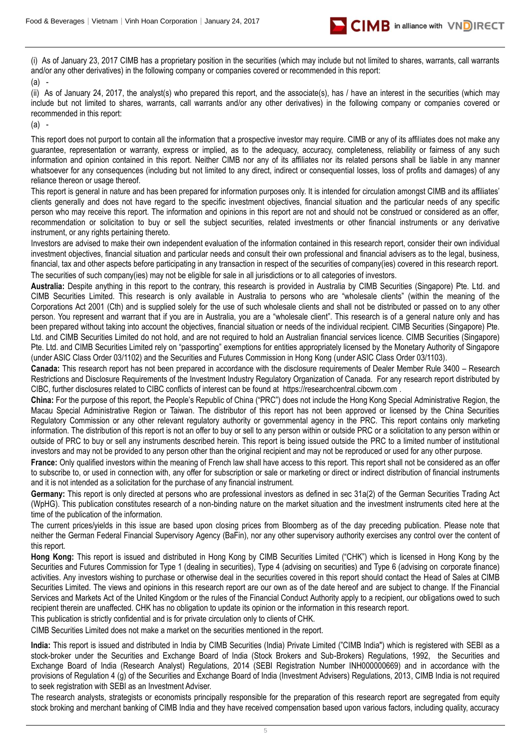(i) As of January 23, 2017 CIMB has a proprietary position in the securities (which may include but not limited to shares, warrants, call warrants and/or any other derivatives) in the following company or companies covered or recommended in this report:

(a) -

(ii) As of January 24, 2017, the analyst(s) who prepared this report, and the associate(s), has / have an interest in the securities (which may include but not limited to shares, warrants, call warrants and/or any other derivatives) in the following company or companies covered or recommended in this report:

(a) -

This report does not purport to contain all the information that a prospective investor may require. CIMB or any of its affiliates does not make any guarantee, representation or warranty, express or implied, as to the adequacy, accuracy, completeness, reliability or fairness of any such information and opinion contained in this report. Neither CIMB nor any of its affiliates nor its related persons shall be liable in any manner whatsoever for any consequences (including but not limited to any direct, indirect or consequential losses, loss of profits and damages) of any reliance thereon or usage thereof.

This report is general in nature and has been prepared for information purposes only. It is intended for circulation amongst CIMB and its affiliates' clients generally and does not have regard to the specific investment objectives, financial situation and the particular needs of any specific person who may receive this report. The information and opinions in this report are not and should not be construed or considered as an offer, recommendation or solicitation to buy or sell the subject securities, related investments or other financial instruments or any derivative instrument, or any rights pertaining thereto.

Investors are advised to make their own independent evaluation of the information contained in this research report, consider their own individual investment objectives, financial situation and particular needs and consult their own professional and financial advisers as to the legal, business, financial, tax and other aspects before participating in any transaction in respect of the securities of company(ies) covered in this research report. The securities of such company(ies) may not be eligible for sale in all jurisdictions or to all categories of investors.

**Australia:** Despite anything in this report to the contrary, this research is provided in Australia by CIMB Securities (Singapore) Pte. Ltd. and CIMB Securities Limited. This research is only available in Australia to persons who are "wholesale clients" (within the meaning of the Corporations Act 2001 (Cth) and is supplied solely for the use of such wholesale clients and shall not be distributed or passed on to any other person. You represent and warrant that if you are in Australia, you are a "wholesale client". This research is of a general nature only and has been prepared without taking into account the objectives, financial situation or needs of the individual recipient. CIMB Securities (Singapore) Pte. Ltd. and CIMB Securities Limited do not hold, and are not required to hold an Australian financial services licence. CIMB Securities (Singapore) Pte. Ltd. and CIMB Securities Limited rely on "passporting" exemptions for entities appropriately licensed by the Monetary Authority of Singapore (under ASIC Class Order 03/1102) and the Securities and Futures Commission in Hong Kong (under ASIC Class Order 03/1103).

**Canada:** This research report has not been prepared in accordance with the disclosure requirements of Dealer Member Rule 3400 – Research Restrictions and Disclosure Requirements of the Investment Industry Regulatory Organization of Canada. For any research report distributed by CIBC, further disclosures related to CIBC conflicts of interest can be found at https://researchcentral.cibcwm.com .

**China:** For the purpose of this report, the People's Republic of China ("PRC") does not include the Hong Kong Special Administrative Region, the Macau Special Administrative Region or Taiwan. The distributor of this report has not been approved or licensed by the China Securities Regulatory Commission or any other relevant regulatory authority or governmental agency in the PRC. This report contains only marketing information. The distribution of this report is not an offer to buy or sell to any person within or outside PRC or a solicitation to any person within or outside of PRC to buy or sell any instruments described herein. This report is being issued outside the PRC to a limited number of institutional investors and may not be provided to any person other than the original recipient and may not be reproduced or used for any other purpose.

**France:** Only qualified investors within the meaning of French law shall have access to this report. This report shall not be considered as an offer to subscribe to, or used in connection with, any offer for subscription or sale or marketing or direct or indirect distribution of financial instruments and it is not intended as a solicitation for the purchase of any financial instrument.

**Germany:** This report is only directed at persons who are professional investors as defined in sec 31a(2) of the German Securities Trading Act (WpHG). This publication constitutes research of a non-binding nature on the market situation and the investment instruments cited here at the time of the publication of the information.

The current prices/yields in this issue are based upon closing prices from Bloomberg as of the day preceding publication. Please note that neither the German Federal Financial Supervisory Agency (BaFin), nor any other supervisory authority exercises any control over the content of this report.

**Hong Kong:** This report is issued and distributed in Hong Kong by CIMB Securities Limited ("CHK") which is licensed in Hong Kong by the Securities and Futures Commission for Type 1 (dealing in securities), Type 4 (advising on securities) and Type 6 (advising on corporate finance) activities. Any investors wishing to purchase or otherwise deal in the securities covered in this report should contact the Head of Sales at CIMB Securities Limited. The views and opinions in this research report are our own as of the date hereof and are subject to change. If the Financial Services and Markets Act of the United Kingdom or the rules of the Financial Conduct Authority apply to a recipient, our obligations owed to such recipient therein are unaffected. CHK has no obligation to update its opinion or the information in this research report.

This publication is strictly confidential and is for private circulation only to clients of CHK.

CIMB Securities Limited does not make a market on the securities mentioned in the report.

**India:** This report is issued and distributed in India by CIMB Securities (India) Private Limited ("CIMB India") which is registered with SEBI as a stock-broker under the Securities and Exchange Board of India (Stock Brokers and Sub-Brokers) Regulations, 1992, the Securities and Exchange Board of India (Research Analyst) Regulations, 2014 (SEBI Registration Number INH000000669) and in accordance with the provisions of Regulation 4 (g) of the Securities and Exchange Board of India (Investment Advisers) Regulations, 2013, CIMB India is not required to seek registration with SEBI as an Investment Adviser.

The research analysts, strategists or economists principally responsible for the preparation of this research report are segregated from equity stock broking and merchant banking of CIMB India and they have received compensation based upon various factors, including quality, accuracy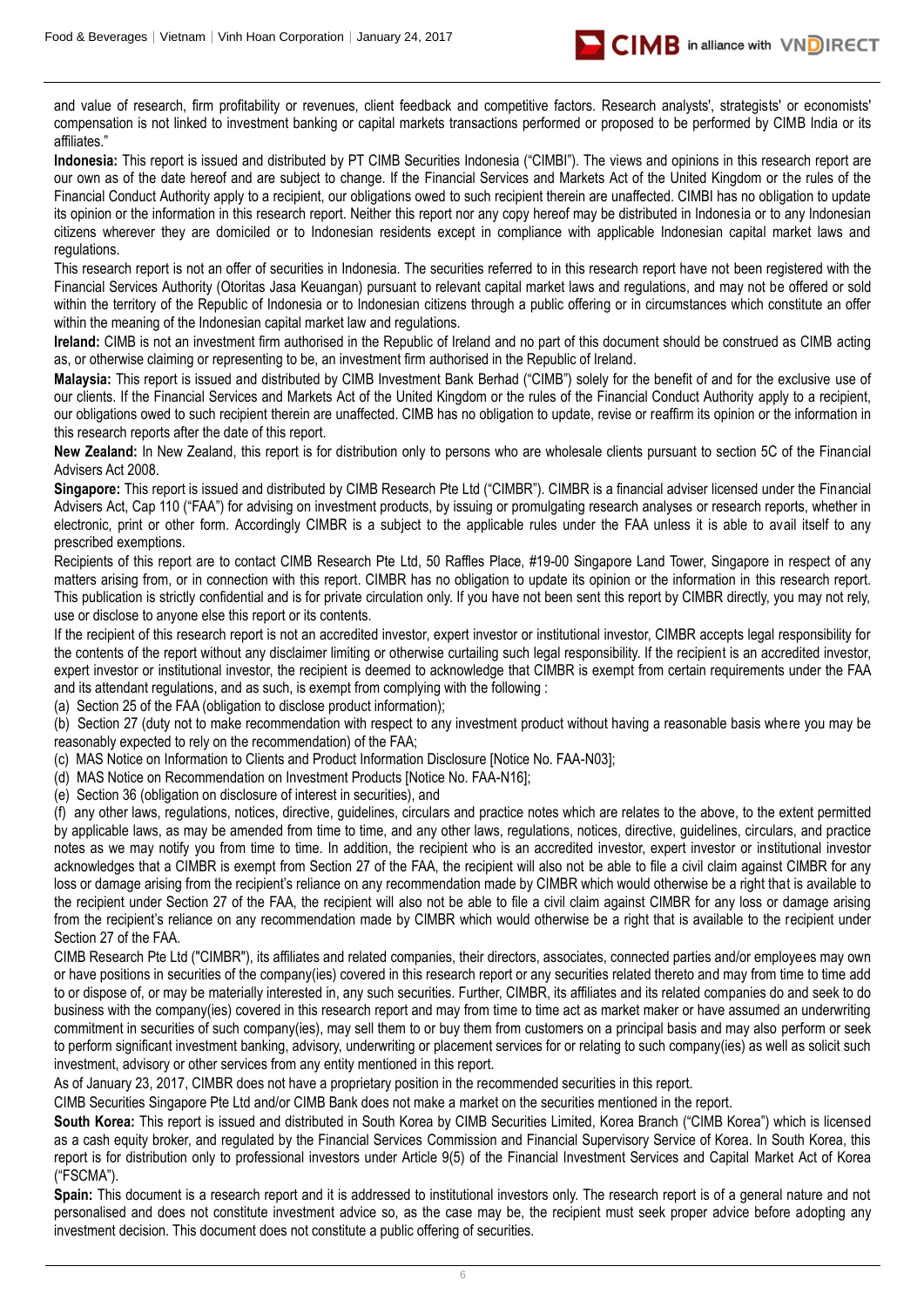and value of research, firm profitability or revenues, client feedback and competitive factors. Research analysts', strategists' or economists' compensation is not linked to investment banking or capital markets transactions performed or proposed to be performed by CIMB India or its affiliates."

**Indonesia:** This report is issued and distributed by PT CIMB Securities Indonesia ("CIMBI"). The views and opinions in this research report are our own as of the date hereof and are subject to change. If the Financial Services and Markets Act of the United Kingdom or the rules of the Financial Conduct Authority apply to a recipient, our obligations owed to such recipient therein are unaffected. CIMBI has no obligation to update its opinion or the information in this research report. Neither this report nor any copy hereof may be distributed in Indonesia or to any Indonesian citizens wherever they are domiciled or to Indonesian residents except in compliance with applicable Indonesian capital market laws and regulations.

This research report is not an offer of securities in Indonesia. The securities referred to in this research report have not been registered with the Financial Services Authority (Otoritas Jasa Keuangan) pursuant to relevant capital market laws and regulations, and may not be offered or sold within the territory of the Republic of Indonesia or to Indonesian citizens through a public offering or in circumstances which constitute an offer within the meaning of the Indonesian capital market law and regulations.

**Ireland:** CIMB is not an investment firm authorised in the Republic of Ireland and no part of this document should be construed as CIMB acting as, or otherwise claiming or representing to be, an investment firm authorised in the Republic of Ireland.

**Malaysia:** This report is issued and distributed by CIMB Investment Bank Berhad ("CIMB") solely for the benefit of and for the exclusive use of our clients. If the Financial Services and Markets Act of the United Kingdom or the rules of the Financial Conduct Authority apply to a recipient, our obligations owed to such recipient therein are unaffected. CIMB has no obligation to update, revise or reaffirm its opinion or the information in this research reports after the date of this report.

**New Zealand:** In New Zealand, this report is for distribution only to persons who are wholesale clients pursuant to section 5C of the Financial Advisers Act 2008.

**Singapore:** This report is issued and distributed by CIMB Research Pte Ltd ("CIMBR"). CIMBR is a financial adviser licensed under the Financial Advisers Act, Cap 110 ("FAA") for advising on investment products, by issuing or promulgating research analyses or research reports, whether in electronic, print or other form. Accordingly CIMBR is a subject to the applicable rules under the FAA unless it is able to avail itself to any prescribed exemptions.

Recipients of this report are to contact CIMB Research Pte Ltd, 50 Raffles Place, #19-00 Singapore Land Tower, Singapore in respect of any matters arising from, or in connection with this report. CIMBR has no obligation to update its opinion or the information in this research report. This publication is strictly confidential and is for private circulation only. If you have not been sent this report by CIMBR directly, you may not rely, use or disclose to anyone else this report or its contents.

If the recipient of this research report is not an accredited investor, expert investor or institutional investor, CIMBR accepts legal responsibility for the contents of the report without any disclaimer limiting or otherwise curtailing such legal responsibility. If the recipient is an accredited investor, expert investor or institutional investor, the recipient is deemed to acknowledge that CIMBR is exempt from certain requirements under the FAA and its attendant regulations, and as such, is exempt from complying with the following :

(a) Section 25 of the FAA (obligation to disclose product information);

(b) Section 27 (duty not to make recommendation with respect to any investment product without having a reasonable basis where you may be reasonably expected to rely on the recommendation) of the FAA;

(c) MAS Notice on Information to Clients and Product Information Disclosure [Notice No. FAA-N03];

(d) MAS Notice on Recommendation on Investment Products [Notice No. FAA-N16];

(e) Section 36 (obligation on disclosure of interest in securities), and

(f) any other laws, regulations, notices, directive, guidelines, circulars and practice notes which are relates to the above, to the extent permitted by applicable laws, as may be amended from time to time, and any other laws, regulations, notices, directive, guidelines, circulars, and practice notes as we may notify you from time to time. In addition, the recipient who is an accredited investor, expert investor or institutional investor acknowledges that a CIMBR is exempt from Section 27 of the FAA, the recipient will also not be able to file a civil claim against CIMBR for any loss or damage arising from the recipient's reliance on any recommendation made by CIMBR which would otherwise be a right that is available to the recipient under Section 27 of the FAA, the recipient will also not be able to file a civil claim against CIMBR for any loss or damage arising from the recipient's reliance on any recommendation made by CIMBR which would otherwise be a right that is available to the recipient under Section 27 of the FAA.

CIMB Research Pte Ltd ("CIMBR"), its affiliates and related companies, their directors, associates, connected parties and/or employees may own or have positions in securities of the company(ies) covered in this research report or any securities related thereto and may from time to time add to or dispose of, or may be materially interested in, any such securities. Further, CIMBR, its affiliates and its related companies do and seek to do business with the company(ies) covered in this research report and may from time to time act as market maker or have assumed an underwriting commitment in securities of such company(ies), may sell them to or buy them from customers on a principal basis and may also perform or seek to perform significant investment banking, advisory, underwriting or placement services for or relating to such company(ies) as well as solicit such investment, advisory or other services from any entity mentioned in this report.

As of January 23, 2017, CIMBR does not have a proprietary position in the recommended securities in this report.

CIMB Securities Singapore Pte Ltd and/or CIMB Bank does not make a market on the securities mentioned in the report.

**South Korea:** This report is issued and distributed in South Korea by CIMB Securities Limited, Korea Branch ("CIMB Korea") which is licensed as a cash equity broker, and regulated by the Financial Services Commission and Financial Supervisory Service of Korea. In South Korea, this report is for distribution only to professional investors under Article 9(5) of the Financial Investment Services and Capital Market Act of Korea ("FSCMA").

**Spain:** This document is a research report and it is addressed to institutional investors only. The research report is of a general nature and not personalised and does not constitute investment advice so, as the case may be, the recipient must seek proper advice before adopting any investment decision. This document does not constitute a public offering of securities.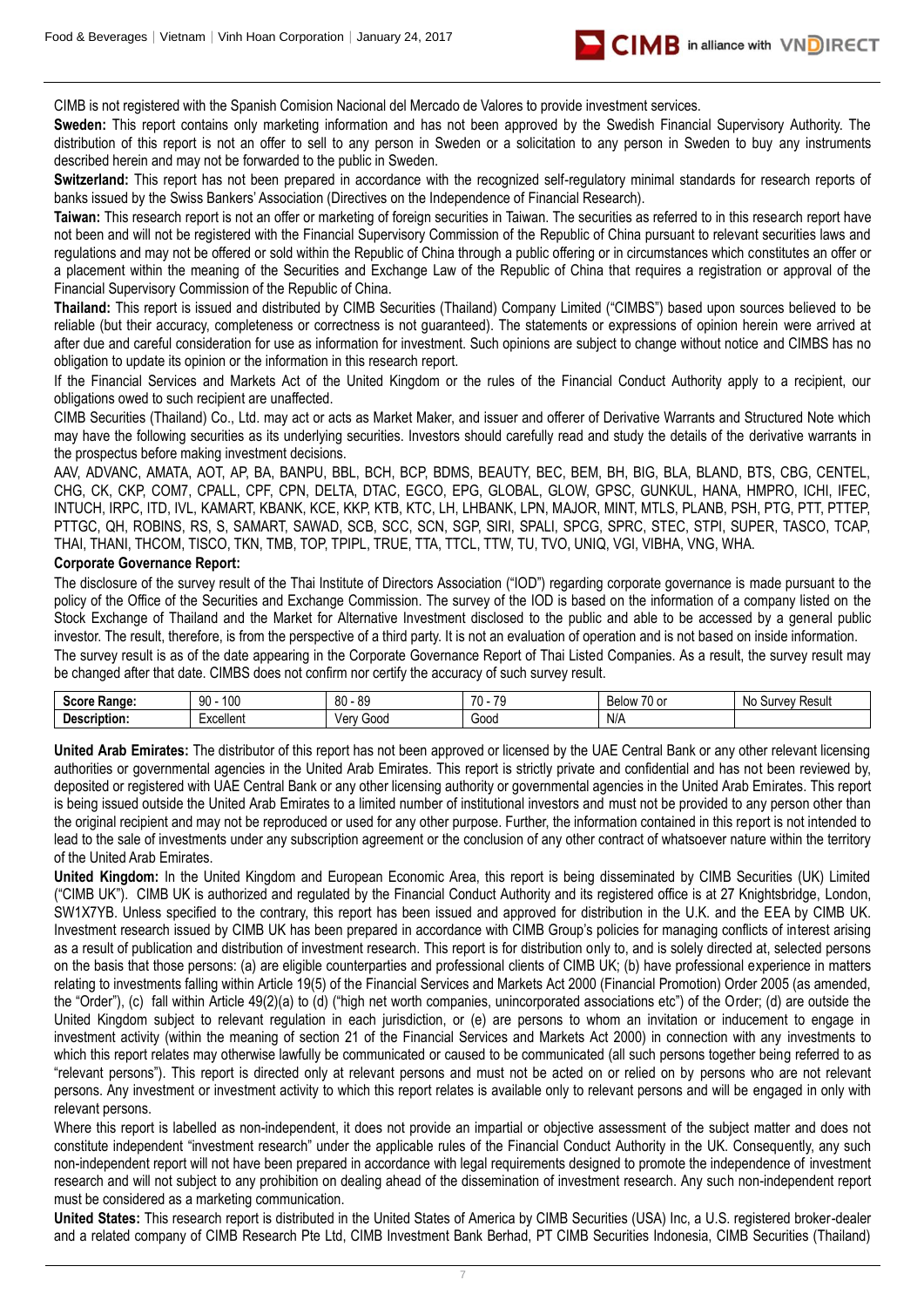CIMB is not registered with the Spanish Comision Nacional del Mercado de Valores to provide investment services.

**Sweden:** This report contains only marketing information and has not been approved by the Swedish Financial Supervisory Authority. The distribution of this report is not an offer to sell to any person in Sweden or a solicitation to any person in Sweden to buy any instruments described herein and may not be forwarded to the public in Sweden.

**Switzerland:** This report has not been prepared in accordance with the recognized self-regulatory minimal standards for research reports of banks issued by the Swiss Bankers' Association (Directives on the Independence of Financial Research).

**Taiwan:** This research report is not an offer or marketing of foreign securities in Taiwan. The securities as referred to in this research report have not been and will not be registered with the Financial Supervisory Commission of the Republic of China pursuant to relevant securities laws and regulations and may not be offered or sold within the Republic of China through a public offering or in circumstances which constitutes an offer or a placement within the meaning of the Securities and Exchange Law of the Republic of China that requires a registration or approval of the Financial Supervisory Commission of the Republic of China.

**Thailand:** This report is issued and distributed by CIMB Securities (Thailand) Company Limited ("CIMBS") based upon sources believed to be reliable (but their accuracy, completeness or correctness is not guaranteed). The statements or expressions of opinion herein were arrived at after due and careful consideration for use as information for investment. Such opinions are subject to change without notice and CIMBS has no obligation to update its opinion or the information in this research report.

If the Financial Services and Markets Act of the United Kingdom or the rules of the Financial Conduct Authority apply to a recipient, our obligations owed to such recipient are unaffected.

CIMB Securities (Thailand) Co., Ltd. may act or acts as Market Maker, and issuer and offerer of Derivative Warrants and Structured Note which may have the following securities as its underlying securities. Investors should carefully read and study the details of the derivative warrants in the prospectus before making investment decisions.

AAV, ADVANC, AMATA, AOT, AP, BA, BANPU, BBL, BCH, BCP, BDMS, BEAUTY, BEC, BEM, BH, BIG, BLA, BLAND, BTS, CBG, CENTEL, CHG, CK, CKP, COM7, CPALL, CPF, CPN, DELTA, DTAC, EGCO, EPG, GLOBAL, GLOW, GPSC, GUNKUL, HANA, HMPRO, ICHI, IFEC, INTUCH, IRPC, ITD, IVL, KAMART, KBANK, KCE, KKP, KTB, KTC, LH, LHBANK, LPN, MAJOR, MINT, MTLS, PLANB, PSH, PTG, PTT, PTTEP, PTTGC, QH, ROBINS, RS, S, SAMART, SAWAD, SCB, SCC, SCN, SGP, SIRI, SPALI, SPCG, SPRC, STEC, STPI, SUPER, TASCO, TCAP, THAI, THANI, THCOM, TISCO, TKN, TMB, TOP, TPIPL, TRUE, TTA, TTCL, TTW, TU, TVO, UNIQ, VGI, VIBHA, VNG, WHA.

**Corporate Governance Report:**

The disclosure of the survey result of the Thai Institute of Directors Association ("IOD") regarding corporate governance is made pursuant to the policy of the Office of the Securities and Exchange Commission. The survey of the IOD is based on the information of a company listed on the Stock Exchange of Thailand and the Market for Alternative Investment disclosed to the public and able to be accessed by a general public investor. The result, therefore, is from the perspective of a third party. It is not an evaluation of operation and is not based on inside information.

The survey result is as of the date appearing in the Corporate Governance Report of Thai Listed Companies. As a result, the survey result may be changed after that date. CIMBS does not confirm nor certify the accuracy of such survey result.

| **Score Range:** | 90 - 100 | 80 - 89 | 70 - 79 | Below 70 or | No Survey Result |
|---|---|---|---|---|---|
| **Description:** | Excellent | Very Good | Good | N/A | |

**United Arab Emirates:** The distributor of this report has not been approved or licensed by the UAE Central Bank or any other relevant licensing authorities or governmental agencies in the United Arab Emirates. This report is strictly private and confidential and has not been reviewed by, deposited or registered with UAE Central Bank or any other licensing authority or governmental agencies in the United Arab Emirates. This report is being issued outside the United Arab Emirates to a limited number of institutional investors and must not be provided to any person other than the original recipient and may not be reproduced or used for any other purpose. Further, the information contained in this report is not intended to lead to the sale of investments under any subscription agreement or the conclusion of any other contract of whatsoever nature within the territory of the United Arab Emirates.

**United Kingdom:** In the United Kingdom and European Economic Area, this report is being disseminated by CIMB Securities (UK) Limited ("CIMB UK"). CIMB UK is authorized and regulated by the Financial Conduct Authority and its registered office is at 27 Knightsbridge, London, SW1X7YB. Unless specified to the contrary, this report has been issued and approved for distribution in the U.K. and the EEA by CIMB UK. Investment research issued by CIMB UK has been prepared in accordance with CIMB Group's policies for managing conflicts of interest arising as a result of publication and distribution of investment research. This report is for distribution only to, and is solely directed at, selected persons on the basis that those persons: (a) are eligible counterparties and professional clients of CIMB UK; (b) have professional experience in matters relating to investments falling within Article 19(5) of the Financial Services and Markets Act 2000 (Financial Promotion) Order 2005 (as amended, the "Order"), (c) fall within Article 49(2)(a) to (d) ("high net worth companies, unincorporated associations etc") of the Order; (d) are outside the United Kingdom subject to relevant regulation in each jurisdiction, or (e) are persons to whom an invitation or inducement to engage in investment activity (within the meaning of section 21 of the Financial Services and Markets Act 2000) in connection with any investments to which this report relates may otherwise lawfully be communicated or caused to be communicated (all such persons together being referred to as "relevant persons"). This report is directed only at relevant persons and must not be acted on or relied on by persons who are not relevant persons. Any investment or investment activity to which this report relates is available only to relevant persons and will be engaged in only with relevant persons.

Where this report is labelled as non-independent, it does not provide an impartial or objective assessment of the subject matter and does not constitute independent "investment research" under the applicable rules of the Financial Conduct Authority in the UK. Consequently, any such non-independent report will not have been prepared in accordance with legal requirements designed to promote the independence of investment research and will not subject to any prohibition on dealing ahead of the dissemination of investment research. Any such non-independent report must be considered as a marketing communication.

**United States:** This research report is distributed in the United States of America by CIMB Securities (USA) Inc, a U.S. registered broker-dealer and a related company of CIMB Research Pte Ltd, CIMB Investment Bank Berhad, PT CIMB Securities Indonesia, CIMB Securities (Thailand)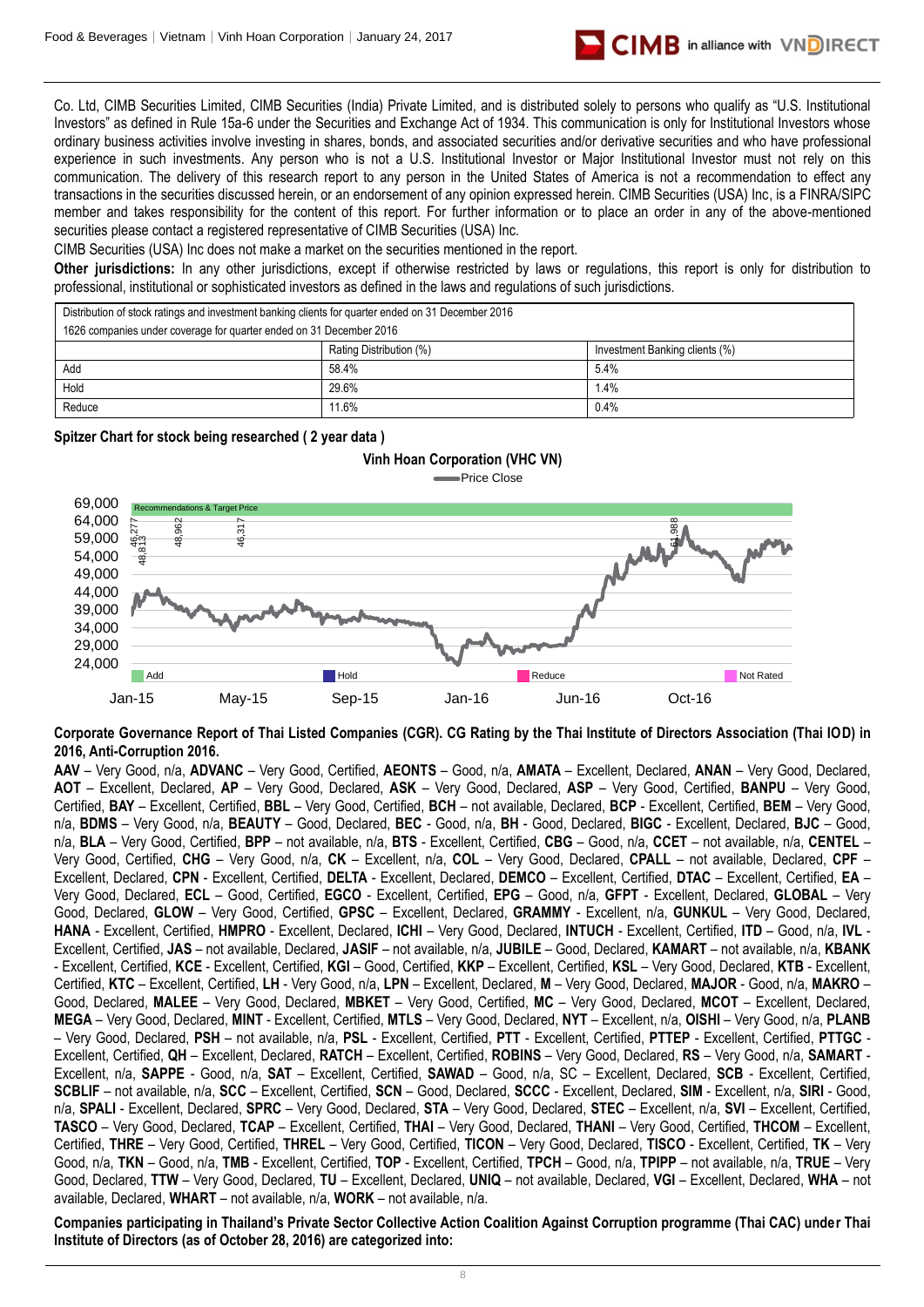Co. Ltd, CIMB Securities Limited, CIMB Securities (India) Private Limited, and is distributed solely to persons who qualify as "U.S. Institutional Investors" as defined in Rule 15a-6 under the Securities and Exchange Act of 1934. This communication is only for Institutional Investors whose ordinary business activities involve investing in shares, bonds, and associated securities and/or derivative securities and who have professional experience in such investments. Any person who is not a U.S. Institutional Investor or Major Institutional Investor must not rely on this communication. The delivery of this research report to any person in the United States of America is not a recommendation to effect any transactions in the securities discussed herein, or an endorsement of any opinion expressed herein. CIMB Securities (USA) Inc, is a FINRA/SIPC member and takes responsibility for the content of this report. For further information or to place an order in any of the above-mentioned securities please contact a registered representative of CIMB Securities (USA) Inc.

CIMB Securities (USA) Inc does not make a market on the securities mentioned in the report.

**Other jurisdictions:** In any other jurisdictions, except if otherwise restricted by laws or regulations, this report is only for distribution to professional, institutional or sophisticated investors as defined in the laws and regulations of such jurisdictions.

| Distribution of stock ratings and investment banking clients for quarter ended on 31 December 2016 | | |
|---|---|---|
| 1626 companies under coverage for quarter ended on 31 December 2016 | | |
| | Rating Distribution (%) | Investment Banking clients (%) |
| Add | 58.4% | 5.4% |
| Hold | 29.6% | 1.4% |
| Reduce | 11.6% | 0.4% |

**Spitzer Chart for stock being researched ( 2 year data )**

**Vinh Hoan Corporation (VHC VN)**

**Corporate Governance Report of Thai Listed Companies (CGR). CG Rating by the Thai Institute of Directors Association (Thai IOD) in 2016, Anti-Corruption 2016.**

**AAV** – Very Good, n/a, **ADVANC** – Very Good, Certified, **AEONTS** – Good, n/a, **AMATA** – Excellent, Declared, **ANAN** – Very Good, Declared, **AOT** – Excellent, Declared, **AP** – Very Good, Declared, **ASK** – Very Good, Declared, **ASP** – Very Good, Certified, **BANPU** – Very Good, Certified, **BAY** – Excellent, Certified, **BBL** – Very Good, Certified, **BCH** – not available, Declared, **BCP** - Excellent, Certified, **BEM** – Very Good, n/a, **BDMS** – Very Good, n/a, **BEAUTY** – Good, Declared, **BEC** - Good, n/a, **BH** - Good, Declared, **BIGC** - Excellent, Declared, **BJC** – Good, n/a, **BLA** – Very Good, Certified, **BPP** – not available, n/a, **BTS** - Excellent, Certified, **CBG** – Good, n/a, **CCET** – not available, n/a, **CENTEL** – Very Good, Certified, **CHG** – Very Good, n/a, **CK** – Excellent, n/a, **COL** – Very Good, Declared, **CPALL** – not available, Declared, **CPF** – Excellent, Declared, **CPN** - Excellent, Certified, **DELTA** - Excellent, Declared, **DEMCO** – Excellent, Certified, **DTAC** – Excellent, Certified, **EA** – Very Good, Declared, **ECL** – Good, Certified, **EGCO** - Excellent, Certified, **EPG** – Good, n/a, **GFPT** - Excellent, Declared, **GLOBAL** – Very Good, Declared, **GLOW** – Very Good, Certified, **GPSC** – Excellent, Declared, **GRAMMY** - Excellent, n/a, **GUNKUL** – Very Good, Declared, **HANA** - Excellent, Certified, **HMPRO** - Excellent, Declared, **ICHI** – Very Good, Declared, **INTUCH** - Excellent, Certified, **ITD** – Good, n/a, **IVL** - Excellent, Certified, **JAS** – not available, Declared, **JASIF** – not available, n/a, **JUBILE** – Good, Declared, **KAMART** – not available, n/a, **KBANK** - Excellent, Certified, **KCE** - Excellent, Certified, **KGI** – Good, Certified, **KKP** – Excellent, Certified, **KSL** – Very Good, Declared, **KTB** - Excellent, Certified, **KTC** – Excellent, Certified, **LH** - Very Good, n/a, **LPN** – Excellent, Declared, **M** – Very Good, Declared, **MAJOR** - Good, n/a, **MAKRO** – Good, Declared, **MALEE** – Very Good, Declared, **MBKET** – Very Good, Certified, **MC** – Very Good, Declared, **MCOT** – Excellent, Declared, **MEGA** – Very Good, Declared, **MINT** - Excellent, Certified, **MTLS** – Very Good, Declared, **NYT** – Excellent, n/a, **OISHI** – Very Good, n/a, **PLANB** – Very Good, Declared, **PSH** – not available, n/a, **PSL** - Excellent, Certified, **PTT** - Excellent, Certified, **PTTEP** - Excellent, Certified, **PTTGC** - Excellent, Certified, **QH** – Excellent, Declared, **RATCH** – Excellent, Certified, **ROBINS** – Very Good, Declared, **RS** – Very Good, n/a, **SAMART** - Excellent, n/a, **SAPPE** - Good, n/a, **SAT** – Excellent, Certified, **SAWAD** – Good, n/a, SC – Excellent, Declared, **SCB** - Excellent, Certified, **SCBLIF** – not available, n/a, **SCC** – Excellent, Certified, **SCN** – Good, Declared, **SCCC** - Excellent, Declared, **SIM** - Excellent, n/a, **SIRI** - Good, n/a, **SPALI** - Excellent, Declared, **SPRC** – Very Good, Declared, **STA** – Very Good, Declared, **STEC** – Excellent, n/a, **SVI** – Excellent, Certified, **TASCO** – Very Good, Declared, **TCAP** – Excellent, Certified, **THAI** – Very Good, Declared, **THANI** – Very Good, Certified, **THCOM** – Excellent, Certified, **THRE** – Very Good, Certified, **THREL** – Very Good, Certified, **TICON** – Very Good, Declared, **TISCO** - Excellent, Certified, **TK** – Very Good, n/a, **TKN** – Good, n/a, **TMB** - Excellent, Certified, **TOP** - Excellent, Certified, **TPCH** – Good, n/a, **TPIPP** – not available, n/a, **TRUE** – Very Good, Declared, **TTW** – Very Good, Declared, **TU** – Excellent, Declared, **UNIQ** – not available, Declared, **VGI** – Excellent, Declared, **WHA** – not available, Declared, **WHART** – not available, n/a, **WORK** – not available, n/a.

**Companies participating in Thailand's Private Sector Collective Action Coalition Against Corruption programme (Thai CAC) under Thai Institute of Directors (as of October 28, 2016) are categorized into:**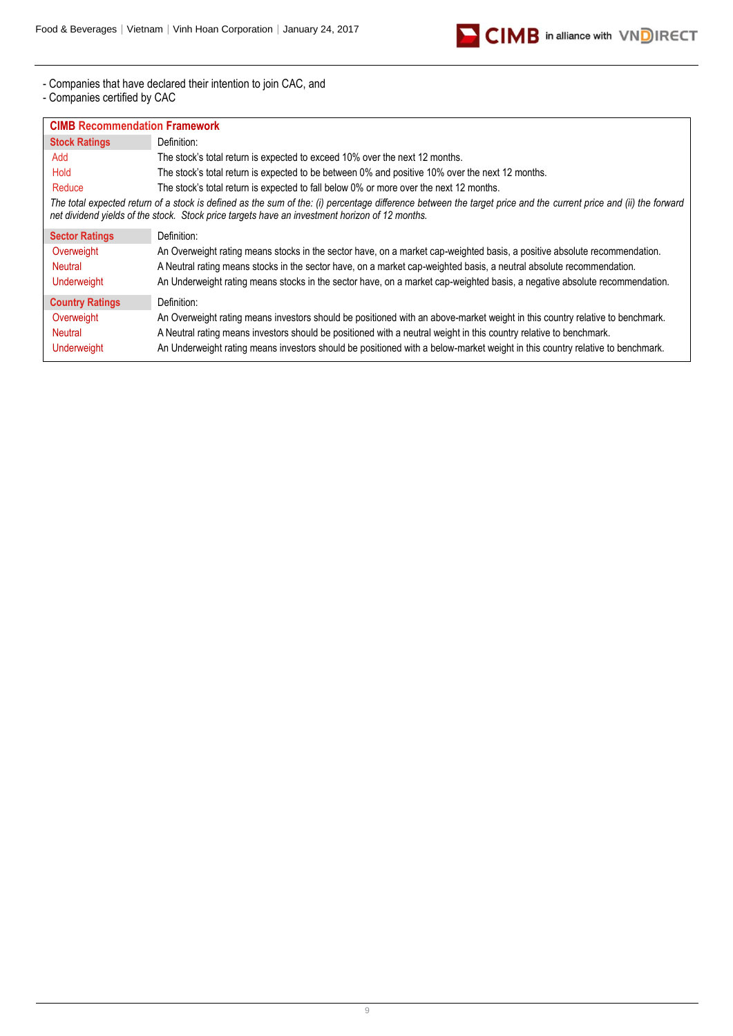- Companies that have declared their intention to join CAC, and
- Companies certified by CAC

**CIMB Recommendation Framework**

| | |
|---|---|
| **Stock Ratings** | Definition: |
| Add | The stock's total return is expected to exceed 10% over the next 12 months. |
| Hold | The stock's total return is expected to be between 0% and positive 10% over the next 12 months. |
| Reduce | The stock's total return is expected to fall below 0% or more over the next 12 months. |

*The total expected return of a stock is defined as the sum of the: (i) percentage difference between the target price and the current price and (ii) the forward net dividend yields of the stock. Stock price targets have an investment horizon of 12 months.*

| | |
|---|---|
| **Sector Ratings** | Definition: |
| Overweight | An Overweight rating means stocks in the sector have, on a market cap-weighted basis, a positive absolute recommendation. |
| Neutral | A Neutral rating means stocks in the sector have, on a market cap-weighted basis, a neutral absolute recommendation. |
| Underweight | An Underweight rating means stocks in the sector have, on a market cap-weighted basis, a negative absolute recommendation. |

| | |
|---|---|
| **Country Ratings** | Definition: |
| Overweight | An Overweight rating means investors should be positioned with an above-market weight in this country relative to benchmark. |
| Neutral | A Neutral rating means investors should be positioned with a neutral weight in this country relative to benchmark. |
| Underweight | An Underweight rating means investors should be positioned with a below-market weight in this country relative to benchmark. |